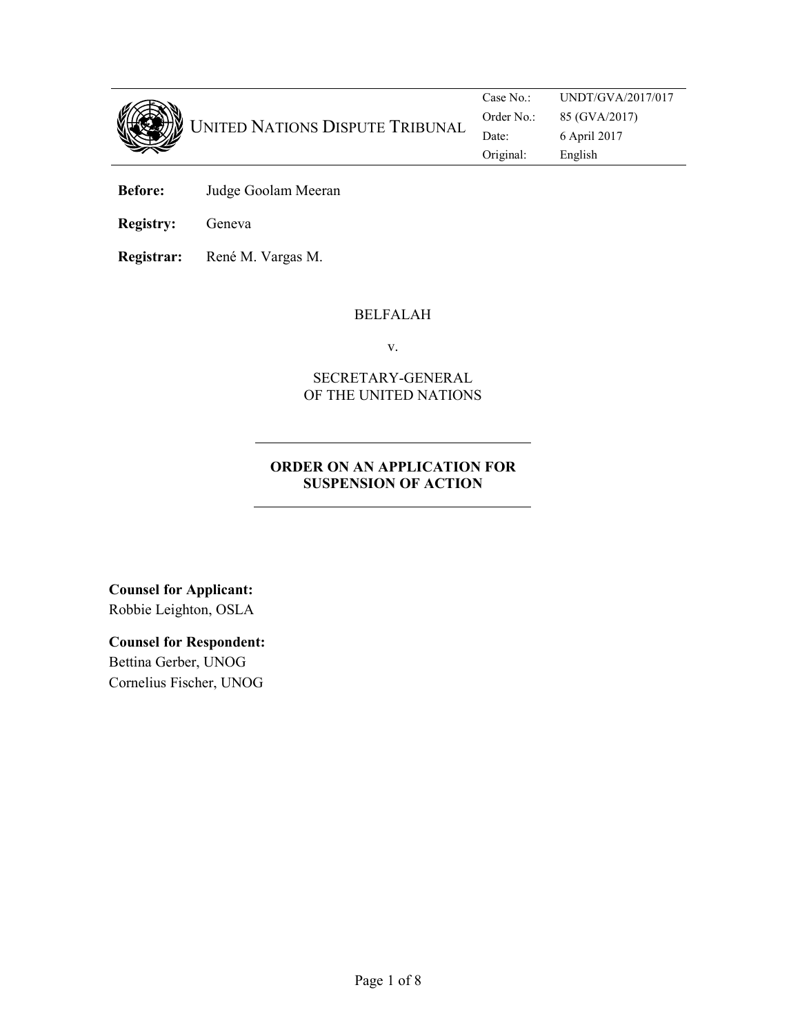UNITED NATIONS DISPUTE TRIBUNAL

| | |
|---|---|
| Case No.: | UNDT/GVA/2017/017 |
| Order No.: | 85 (GVA/2017) |
| Date: | 6 April 2017 |
| Original: | English |

**Before:** Judge Goolam Meeran

**Registry:** Geneva

**Registrar:** René M. Vargas M.

BELFALAH

v.

SECRETARY-GENERAL
OF THE UNITED NATIONS

**ORDER ON AN APPLICATION FOR SUSPENSION OF ACTION**

**Counsel for Applicant:**
Robbie Leighton, OSLA

**Counsel for Respondent:**
Bettina Gerber, UNOG
Cornelius Fischer, UNOG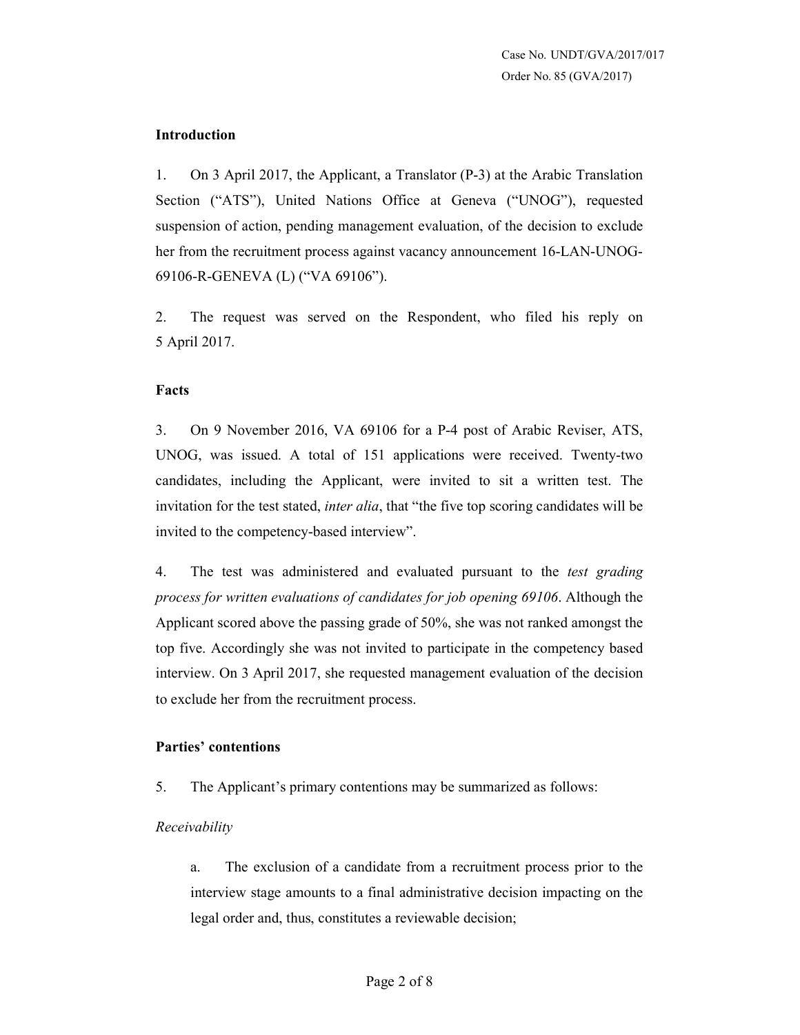## Introduction

1. On 3 April 2017, the Applicant, a Translator (P-3) at the Arabic Translation Section ("ATS"), United Nations Office at Geneva ("UNOG"), requested suspension of action, pending management evaluation, of the decision to exclude her from the recruitment process against vacancy announcement 16-LAN-UNOG-69106-R-GENEVA (L) ("VA 69106").

2. The request was served on the Respondent, who filed his reply on 5 April 2017.

## Facts

3. On 9 November 2016, VA 69106 for a P-4 post of Arabic Reviser, ATS, UNOG, was issued. A total of 151 applications were received. Twenty-two candidates, including the Applicant, were invited to sit a written test. The invitation for the test stated, *inter alia*, that "the five top scoring candidates will be invited to the competency-based interview".

4. The test was administered and evaluated pursuant to the *test grading process for written evaluations of candidates for job opening 69106*. Although the Applicant scored above the passing grade of 50%, she was not ranked amongst the top five. Accordingly she was not invited to participate in the competency based interview. On 3 April 2017, she requested management evaluation of the decision to exclude her from the recruitment process.

## Parties' contentions

5. The Applicant's primary contentions may be summarized as follows:

*Receivability*

a. The exclusion of a candidate from a recruitment process prior to the interview stage amounts to a final administrative decision impacting on the legal order and, thus, constitutes a reviewable decision;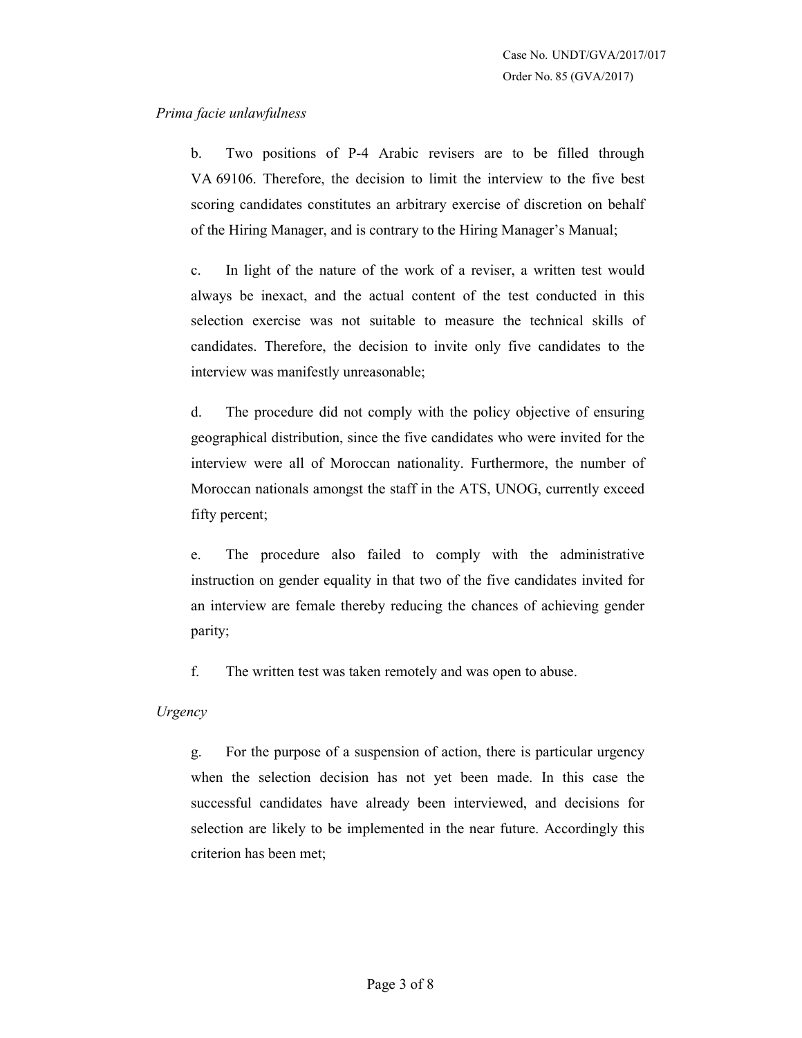*Prima facie unlawfulness*

b. Two positions of P-4 Arabic revisers are to be filled through VA 69106. Therefore, the decision to limit the interview to the five best scoring candidates constitutes an arbitrary exercise of discretion on behalf of the Hiring Manager, and is contrary to the Hiring Manager's Manual;

c. In light of the nature of the work of a reviser, a written test would always be inexact, and the actual content of the test conducted in this selection exercise was not suitable to measure the technical skills of candidates. Therefore, the decision to invite only five candidates to the interview was manifestly unreasonable;

d. The procedure did not comply with the policy objective of ensuring geographical distribution, since the five candidates who were invited for the interview were all of Moroccan nationality. Furthermore, the number of Moroccan nationals amongst the staff in the ATS, UNOG, currently exceed fifty percent;

e. The procedure also failed to comply with the administrative instruction on gender equality in that two of the five candidates invited for an interview are female thereby reducing the chances of achieving gender parity;

f. The written test was taken remotely and was open to abuse.

*Urgency*

g. For the purpose of a suspension of action, there is particular urgency when the selection decision has not yet been made. In this case the successful candidates have already been interviewed, and decisions for selection are likely to be implemented in the near future. Accordingly this criterion has been met;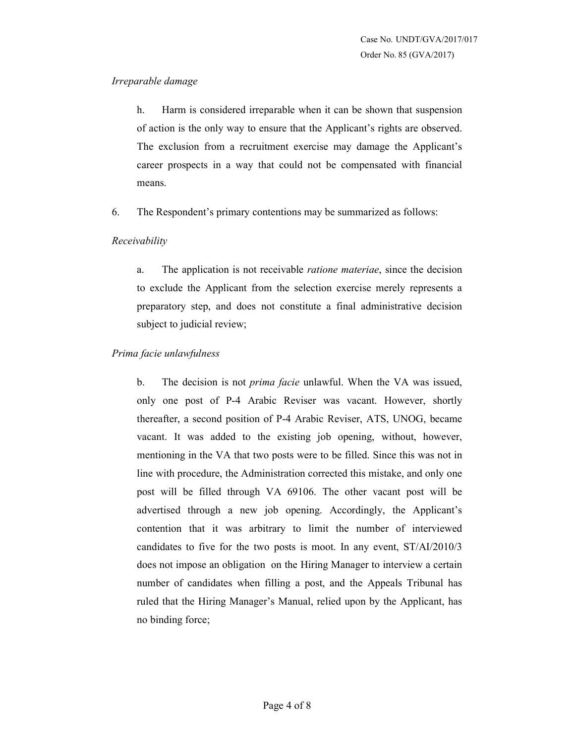*Irreparable damage*

h. Harm is considered irreparable when it can be shown that suspension of action is the only way to ensure that the Applicant's rights are observed. The exclusion from a recruitment exercise may damage the Applicant's career prospects in a way that could not be compensated with financial means.

6. The Respondent's primary contentions may be summarized as follows:

*Receivability*

a. The application is not receivable *ratione materiae*, since the decision to exclude the Applicant from the selection exercise merely represents a preparatory step, and does not constitute a final administrative decision subject to judicial review;

*Prima facie unlawfulness*

b. The decision is not *prima facie* unlawful. When the VA was issued, only one post of P-4 Arabic Reviser was vacant. However, shortly thereafter, a second position of P-4 Arabic Reviser, ATS, UNOG, became vacant. It was added to the existing job opening, without, however, mentioning in the VA that two posts were to be filled. Since this was not in line with procedure, the Administration corrected this mistake, and only one post will be filled through VA 69106. The other vacant post will be advertised through a new job opening. Accordingly, the Applicant's contention that it was arbitrary to limit the number of interviewed candidates to five for the two posts is moot. In any event, ST/AI/2010/3 does not impose an obligation on the Hiring Manager to interview a certain number of candidates when filling a post, and the Appeals Tribunal has ruled that the Hiring Manager's Manual, relied upon by the Applicant, has no binding force;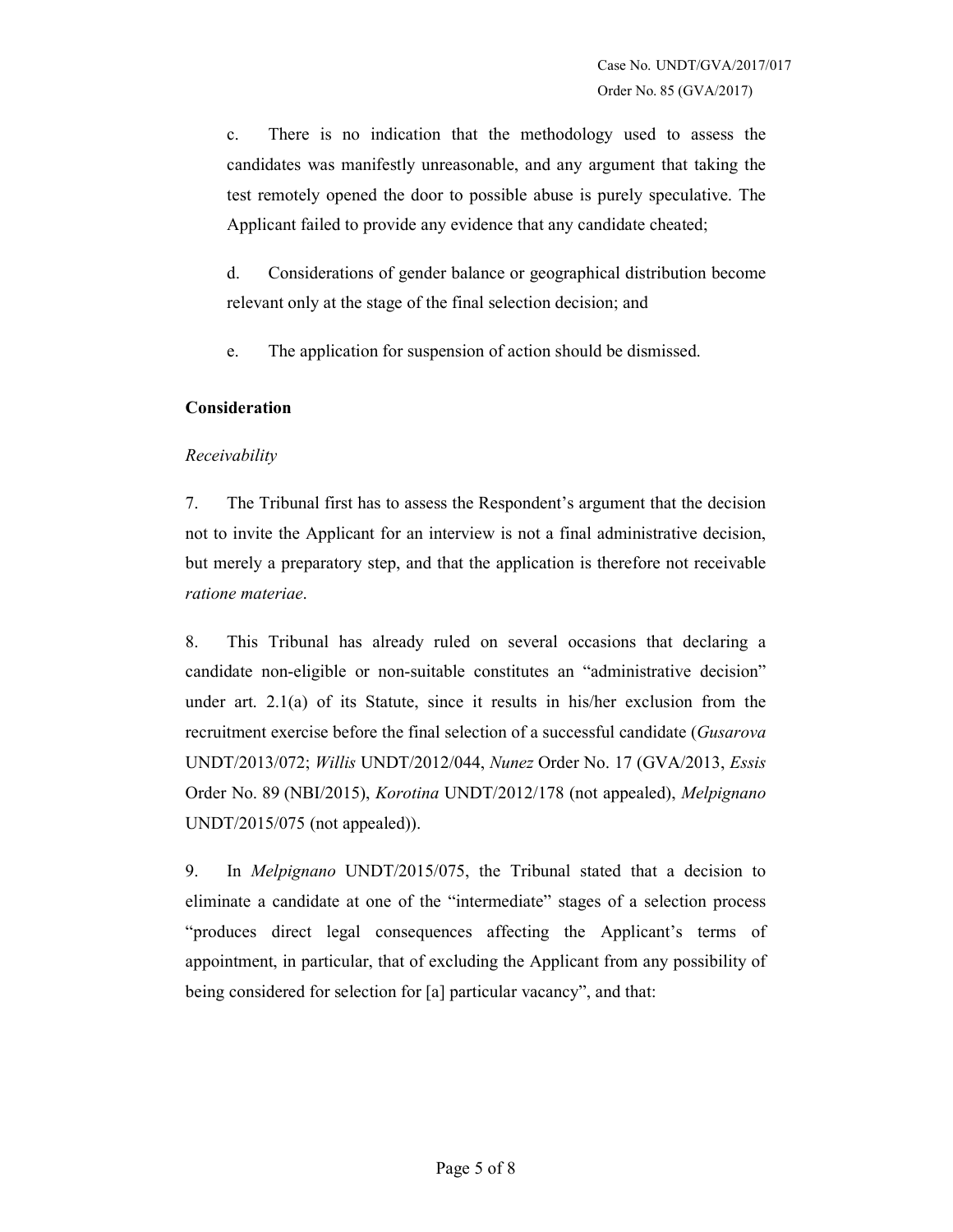c. There is no indication that the methodology used to assess the candidates was manifestly unreasonable, and any argument that taking the test remotely opened the door to possible abuse is purely speculative. The Applicant failed to provide any evidence that any candidate cheated;

d. Considerations of gender balance or geographical distribution become relevant only at the stage of the final selection decision; and

e. The application for suspension of action should be dismissed.

**Consideration**

*Receivability*

7. The Tribunal first has to assess the Respondent's argument that the decision not to invite the Applicant for an interview is not a final administrative decision, but merely a preparatory step, and that the application is therefore not receivable *ratione materiae*.

8. This Tribunal has already ruled on several occasions that declaring a candidate non-eligible or non-suitable constitutes an "administrative decision" under art. 2.1(a) of its Statute, since it results in his/her exclusion from the recruitment exercise before the final selection of a successful candidate (*Gusarova* UNDT/2013/072; *Willis* UNDT/2012/044, *Nunez* Order No. 17 (GVA/2013, *Essis* Order No. 89 (NBI/2015), *Korotina* UNDT/2012/178 (not appealed), *Melpignano* UNDT/2015/075 (not appealed)).

9. In *Melpignano* UNDT/2015/075, the Tribunal stated that a decision to eliminate a candidate at one of the "intermediate" stages of a selection process "produces direct legal consequences affecting the Applicant's terms of appointment, in particular, that of excluding the Applicant from any possibility of being considered for selection for [a] particular vacancy", and that: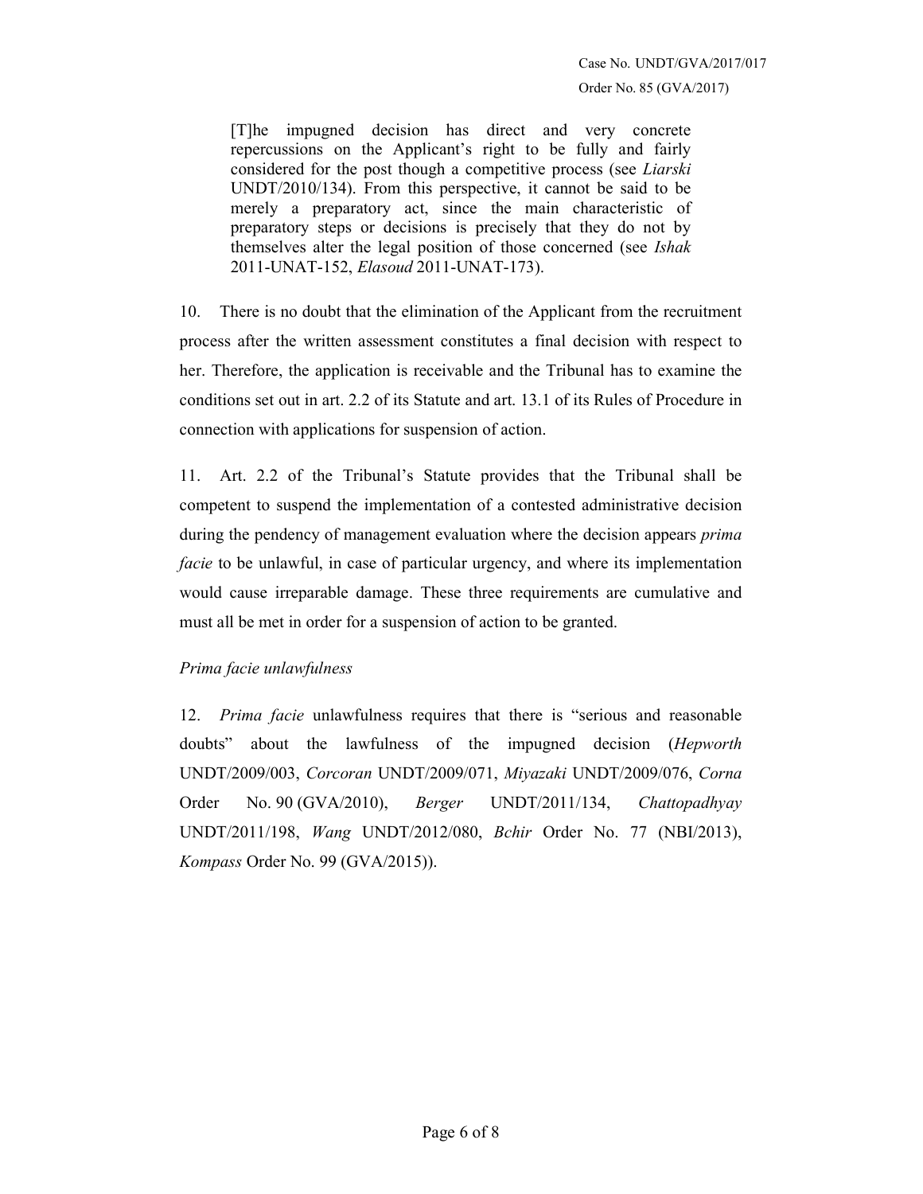> [T]he impugned decision has direct and very concrete repercussions on the Applicant's right to be fully and fairly considered for the post though a competitive process (see *Liarski* UNDT/2010/134). From this perspective, it cannot be said to be merely a preparatory act, since the main characteristic of preparatory steps or decisions is precisely that they do not by themselves alter the legal position of those concerned (see *Ishak* 2011-UNAT-152, *Elasoud* 2011-UNAT-173).

10. There is no doubt that the elimination of the Applicant from the recruitment process after the written assessment constitutes a final decision with respect to her. Therefore, the application is receivable and the Tribunal has to examine the conditions set out in art. 2.2 of its Statute and art. 13.1 of its Rules of Procedure in connection with applications for suspension of action.

11. Art. 2.2 of the Tribunal's Statute provides that the Tribunal shall be competent to suspend the implementation of a contested administrative decision during the pendency of management evaluation where the decision appears *prima facie* to be unlawful, in case of particular urgency, and where its implementation would cause irreparable damage. These three requirements are cumulative and must all be met in order for a suspension of action to be granted.

*Prima facie unlawfulness*

12. *Prima facie* unlawfulness requires that there is "serious and reasonable doubts" about the lawfulness of the impugned decision (*Hepworth* UNDT/2009/003, *Corcoran* UNDT/2009/071, *Miyazaki* UNDT/2009/076, *Corna* Order No. 90 (GVA/2010), *Berger* UNDT/2011/134, *Chattopadhyay* UNDT/2011/198, *Wang* UNDT/2012/080, *Bchir* Order No. 77 (NBI/2013), *Kompass* Order No. 99 (GVA/2015)).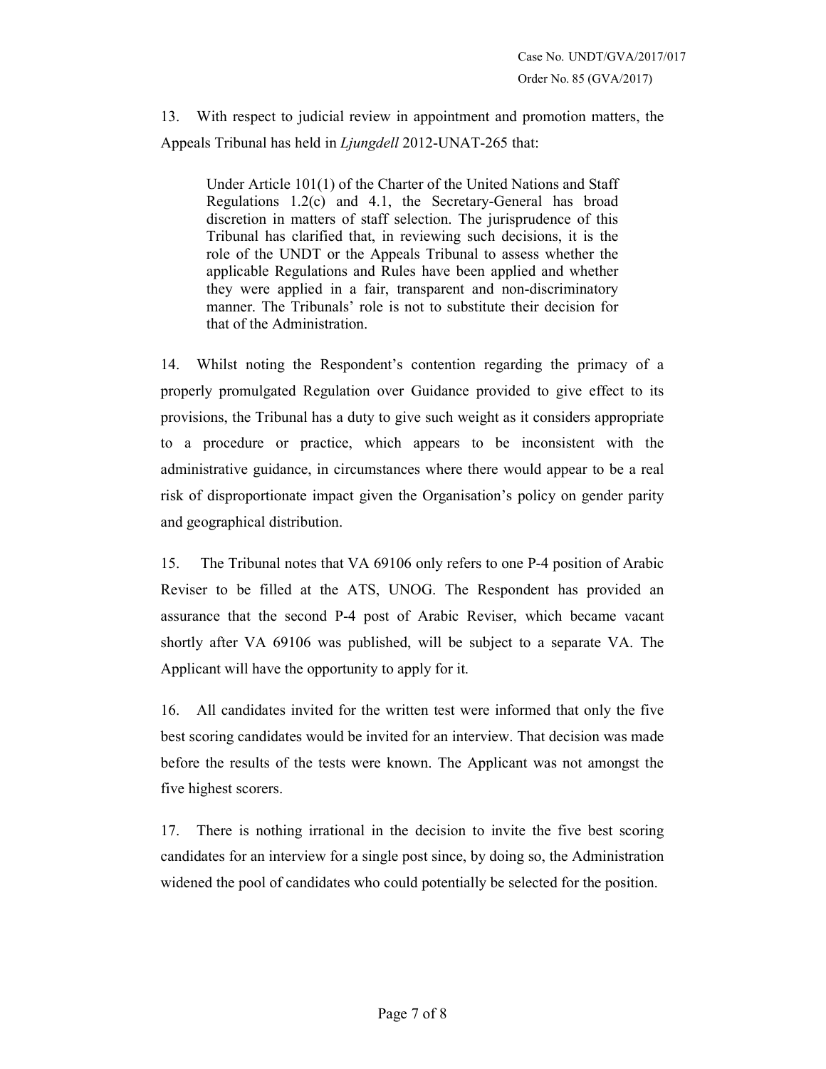13. With respect to judicial review in appointment and promotion matters, the Appeals Tribunal has held in *Ljungdell* 2012-UNAT-265 that:

> Under Article 101(1) of the Charter of the United Nations and Staff Regulations 1.2(c) and 4.1, the Secretary-General has broad discretion in matters of staff selection. The jurisprudence of this Tribunal has clarified that, in reviewing such decisions, it is the role of the UNDT or the Appeals Tribunal to assess whether the applicable Regulations and Rules have been applied and whether they were applied in a fair, transparent and non-discriminatory manner. The Tribunals' role is not to substitute their decision for that of the Administration.

14. Whilst noting the Respondent's contention regarding the primacy of a properly promulgated Regulation over Guidance provided to give effect to its provisions, the Tribunal has a duty to give such weight as it considers appropriate to a procedure or practice, which appears to be inconsistent with the administrative guidance, in circumstances where there would appear to be a real risk of disproportionate impact given the Organisation's policy on gender parity and geographical distribution.

15. The Tribunal notes that VA 69106 only refers to one P-4 position of Arabic Reviser to be filled at the ATS, UNOG. The Respondent has provided an assurance that the second P-4 post of Arabic Reviser, which became vacant shortly after VA 69106 was published, will be subject to a separate VA. The Applicant will have the opportunity to apply for it.

16. All candidates invited for the written test were informed that only the five best scoring candidates would be invited for an interview. That decision was made before the results of the tests were known. The Applicant was not amongst the five highest scorers.

17. There is nothing irrational in the decision to invite the five best scoring candidates for an interview for a single post since, by doing so, the Administration widened the pool of candidates who could potentially be selected for the position.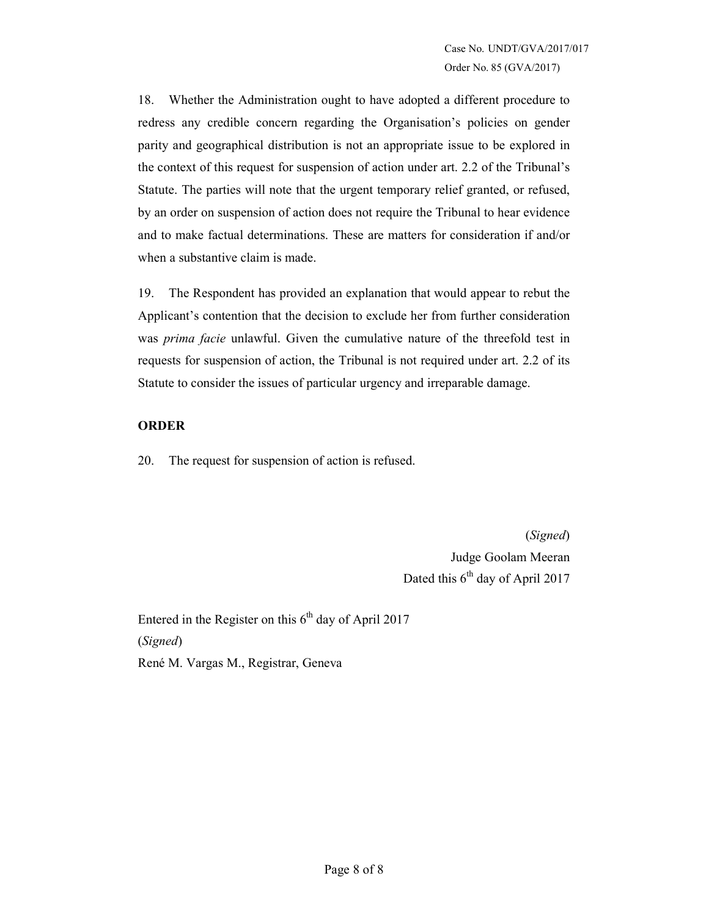18. Whether the Administration ought to have adopted a different procedure to redress any credible concern regarding the Organisation's policies on gender parity and geographical distribution is not an appropriate issue to be explored in the context of this request for suspension of action under art. 2.2 of the Tribunal's Statute. The parties will note that the urgent temporary relief granted, or refused, by an order on suspension of action does not require the Tribunal to hear evidence and to make factual determinations. These are matters for consideration if and/or when a substantive claim is made.

19. The Respondent has provided an explanation that would appear to rebut the Applicant's contention that the decision to exclude her from further consideration was *prima facie* unlawful. Given the cumulative nature of the threefold test in requests for suspension of action, the Tribunal is not required under art. 2.2 of its Statute to consider the issues of particular urgency and irreparable damage.

**ORDER**

20. The request for suspension of action is refused.

(*Signed*)
Judge Goolam Meeran
Dated this 6th day of April 2017

Entered in the Register on this 6th day of April 2017
(*Signed*)
René M. Vargas M., Registrar, Geneva